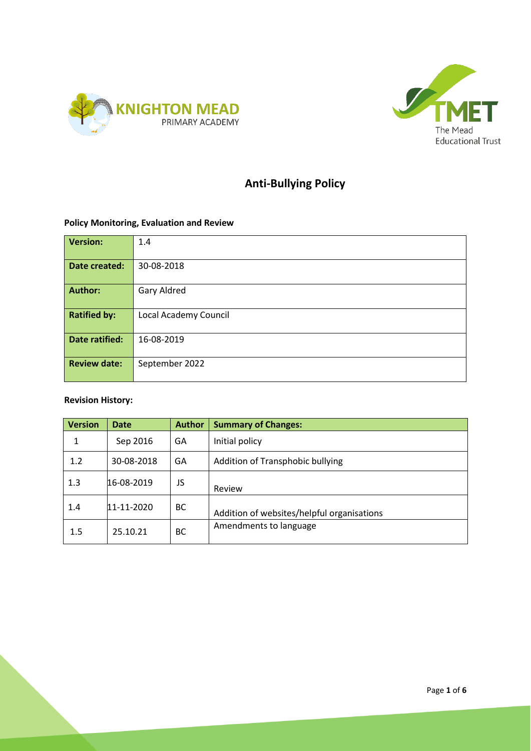KNIGHTON MEAD PRIMARY ACADEMY

TMET The Mead Educational Trust

# Anti-Bullying Policy

**Policy Monitoring, Evaluation and Review**

| **Version:** | 1.4 |
|---|---|
| **Date created:** | 30-08-2018 |
| **Author:** | Gary Aldred |
| **Ratified by:** | Local Academy Council |
| **Date ratified:** | 16-08-2019 |
| **Review date:** | September 2022 |

**Revision History:**

| Version | Date | Author | Summary of Changes: |
|---|---|---|---|
| 1 | Sep 2016 | GA | Initial policy |
| 1.2 | 30-08-2018 | GA | Addition of Transphobic bullying |
| 1.3 | 16-08-2019 | JS | Review |
| 1.4 | 11-11-2020 | BC | Addition of websites/helpful organisations |
| 1.5 | 25.10.21 | BC | Amendments to language |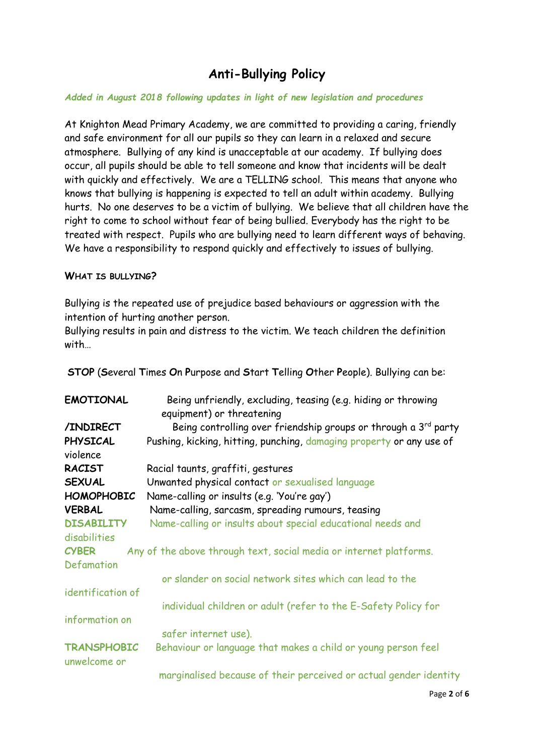# Anti-Bullying Policy

*Added in August 2018 following updates in light of new legislation and procedures*

At Knighton Mead Primary Academy, we are committed to providing a caring, friendly and safe environment for all our pupils so they can learn in a relaxed and secure atmosphere. Bullying of any kind is unacceptable at our academy. If bullying does occur, all pupils should be able to tell someone and know that incidents will be dealt with quickly and effectively. We are a TELLING school. This means that anyone who knows that bullying is happening is expected to tell an adult within academy. Bullying hurts. No one deserves to be a victim of bullying. We believe that all children have the right to come to school without fear of being bullied. Everybody has the right to be treated with respect. Pupils who are bullying need to learn different ways of behaving. We have a responsibility to respond quickly and effectively to issues of bullying.

## WHAT IS BULLYING?

Bullying is the repeated use of prejudice based behaviours or aggression with the intention of hurting another person.
Bullying results in pain and distress to the victim. We teach children the definition with…

**STOP** (**S**everal **T**imes **O**n **P**urpose and **S**tart **T**elling **O**ther **P**eople). Bullying can be:

**EMOTIONAL** Being unfriendly, excluding, teasing (e.g. hiding or throwing equipment) or threatening

**/INDIRECT** Being controlling over friendship groups or through a 3rd party

**PHYSICAL** Pushing, kicking, hitting, punching, damaging property or any use of violence

**RACIST** Racial taunts, graffiti, gestures

**SEXUAL** Unwanted physical contact or sexualised language

**HOMOPHOBIC** Name-calling or insults (e.g. 'You're gay')

**VERBAL** Name-calling, sarcasm, spreading rumours, teasing

**DISABILITY** Name-calling or insults about special educational needs and disabilities

**CYBER** Any of the above through text, social media or internet platforms. Defamation or slander on social network sites which can lead to the identification of individual children or adult (refer to the E-Safety Policy for information on safer internet use).

**TRANSPHOBIC** Behaviour or language that makes a child or young person feel unwelcome or marginalised because of their perceived or actual gender identity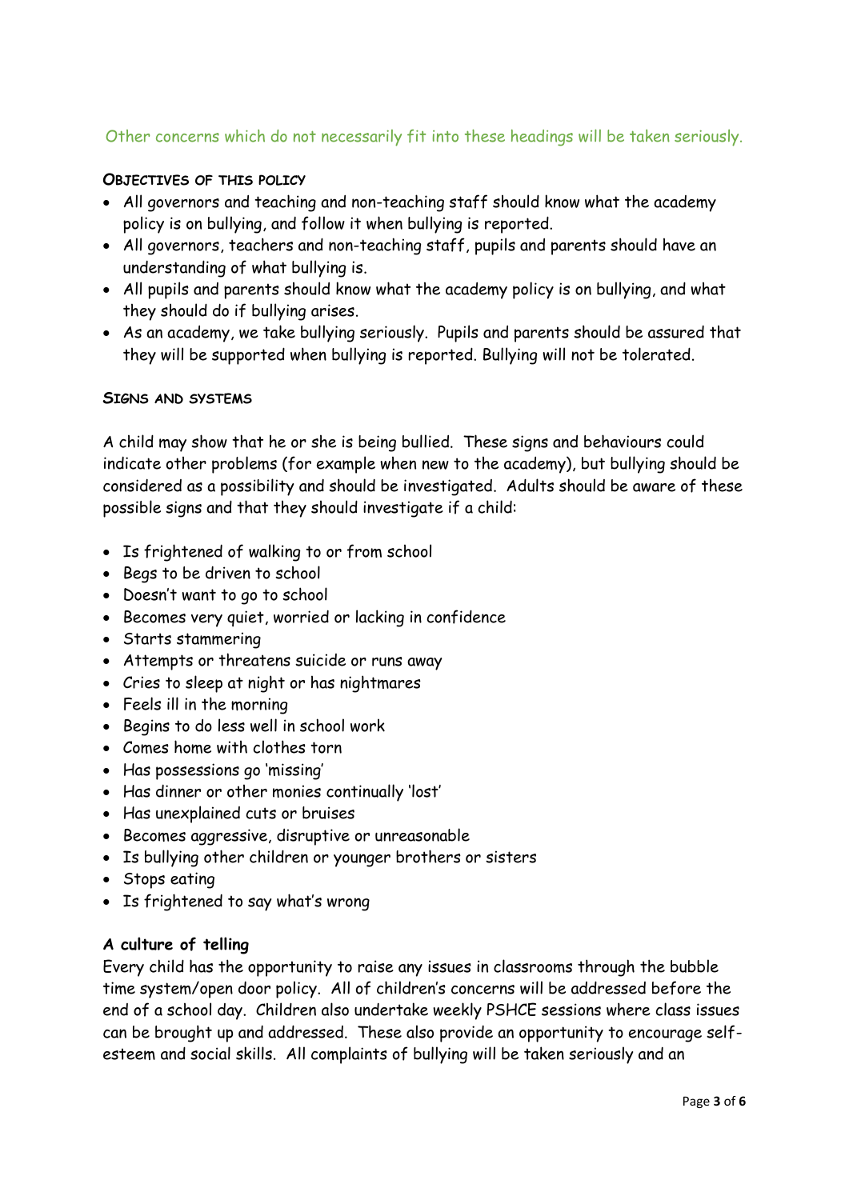Other concerns which do not necessarily fit into these headings will be taken seriously.

## Objectives of this policy

- All governors and teaching and non-teaching staff should know what the academy policy is on bullying, and follow it when bullying is reported.
- All governors, teachers and non-teaching staff, pupils and parents should have an understanding of what bullying is.
- All pupils and parents should know what the academy policy is on bullying, and what they should do if bullying arises.
- As an academy, we take bullying seriously. Pupils and parents should be assured that they will be supported when bullying is reported. Bullying will not be tolerated.

## Signs and systems

A child may show that he or she is being bullied. These signs and behaviours could indicate other problems (for example when new to the academy), but bullying should be considered as a possibility and should be investigated. Adults should be aware of these possible signs and that they should investigate if a child:

- Is frightened of walking to or from school
- Begs to be driven to school
- Doesn't want to go to school
- Becomes very quiet, worried or lacking in confidence
- Starts stammering
- Attempts or threatens suicide or runs away
- Cries to sleep at night or has nightmares
- Feels ill in the morning
- Begins to do less well in school work
- Comes home with clothes torn
- Has possessions go 'missing'
- Has dinner or other monies continually 'lost'
- Has unexplained cuts or bruises
- Becomes aggressive, disruptive or unreasonable
- Is bullying other children or younger brothers or sisters
- Stops eating
- Is frightened to say what's wrong

**A culture of telling**

Every child has the opportunity to raise any issues in classrooms through the bubble time system/open door policy. All of children's concerns will be addressed before the end of a school day. Children also undertake weekly PSHCE sessions where class issues can be brought up and addressed. These also provide an opportunity to encourage self-esteem and social skills. All complaints of bullying will be taken seriously and an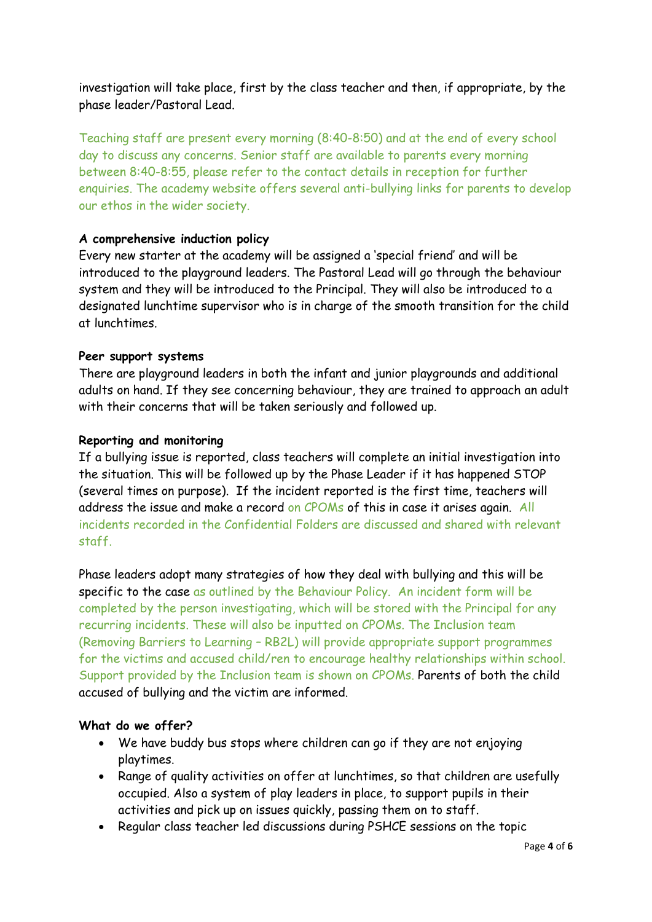investigation will take place, first by the class teacher and then, if appropriate, by the phase leader/Pastoral Lead.

Teaching staff are present every morning (8:40-8:50) and at the end of every school day to discuss any concerns. Senior staff are available to parents every morning between 8:40-8:55, please refer to the contact details in reception for further enquiries. The academy website offers several anti-bullying links for parents to develop our ethos in the wider society.

**A comprehensive induction policy**

Every new starter at the academy will be assigned a 'special friend' and will be introduced to the playground leaders. The Pastoral Lead will go through the behaviour system and they will be introduced to the Principal. They will also be introduced to a designated lunchtime supervisor who is in charge of the smooth transition for the child at lunchtimes.

**Peer support systems**

There are playground leaders in both the infant and junior playgrounds and additional adults on hand. If they see concerning behaviour, they are trained to approach an adult with their concerns that will be taken seriously and followed up.

**Reporting and monitoring**

If a bullying issue is reported, class teachers will complete an initial investigation into the situation. This will be followed up by the Phase Leader if it has happened STOP (several times on purpose). If the incident reported is the first time, teachers will address the issue and make a record on CPOMs of this in case it arises again. All incidents recorded in the Confidential Folders are discussed and shared with relevant staff.

Phase leaders adopt many strategies of how they deal with bullying and this will be specific to the case as outlined by the Behaviour Policy. An incident form will be completed by the person investigating, which will be stored with the Principal for any recurring incidents. These will also be inputted on CPOMs. The Inclusion team (Removing Barriers to Learning – RB2L) will provide appropriate support programmes for the victims and accused child/ren to encourage healthy relationships within school. Support provided by the Inclusion team is shown on CPOMs. Parents of both the child accused of bullying and the victim are informed.

**What do we offer?**

- We have buddy bus stops where children can go if they are not enjoying playtimes.
- Range of quality activities on offer at lunchtimes, so that children are usefully occupied. Also a system of play leaders in place, to support pupils in their activities and pick up on issues quickly, passing them on to staff.
- Regular class teacher led discussions during PSHCE sessions on the topic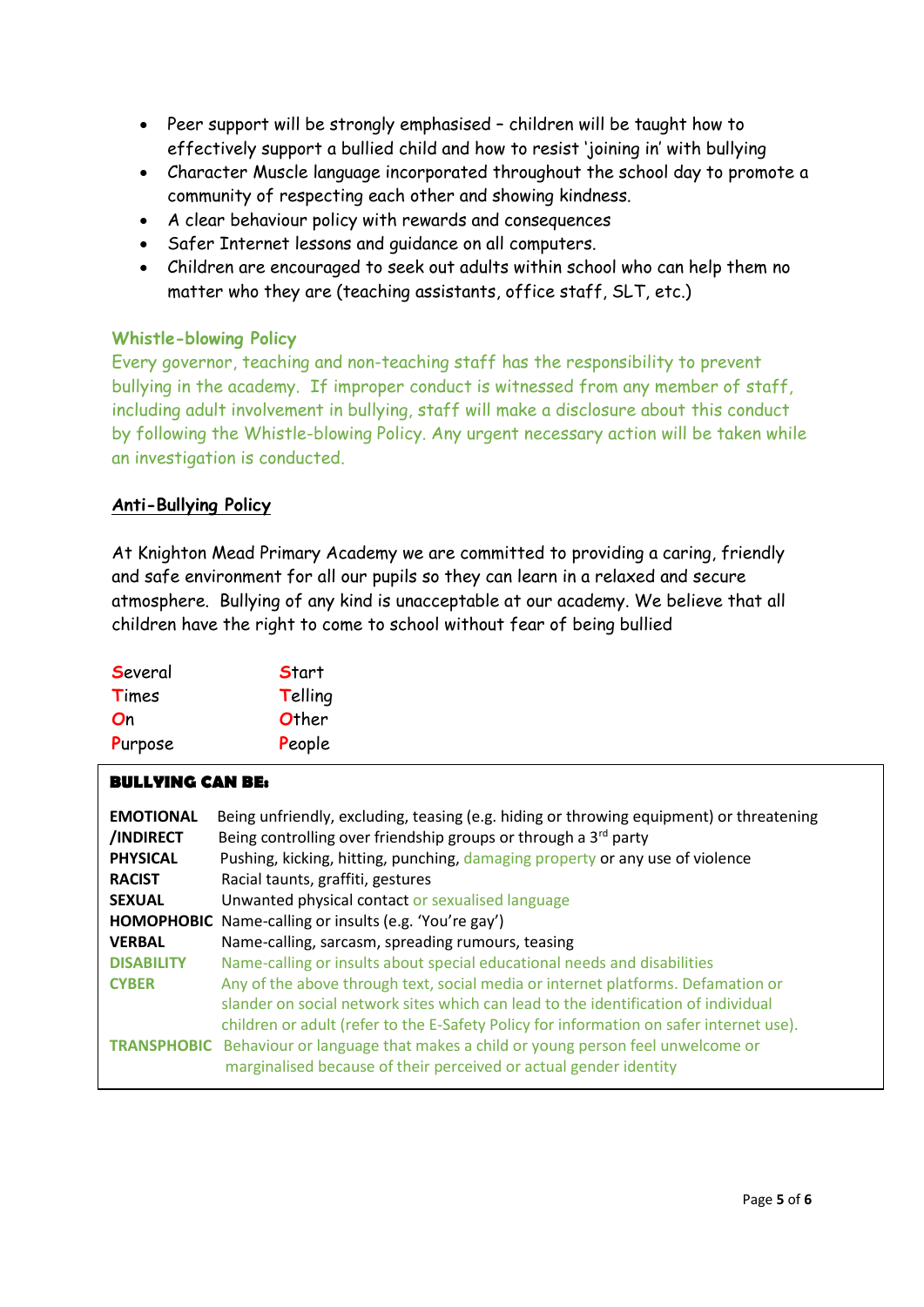- Peer support will be strongly emphasised – children will be taught how to effectively support a bullied child and how to resist 'joining in' with bullying
- Character Muscle language incorporated throughout the school day to promote a community of respecting each other and showing kindness.
- A clear behaviour policy with rewards and consequences
- Safer Internet lessons and guidance on all computers.
- Children are encouraged to seek out adults within school who can help them no matter who they are (teaching assistants, office staff, SLT, etc.)

### Whistle-blowing Policy

Every governor, teaching and non-teaching staff has the responsibility to prevent bullying in the academy. If improper conduct is witnessed from any member of staff, including adult involvement in bullying, staff will make a disclosure about this conduct by following the Whistle-blowing Policy. Any urgent necessary action will be taken while an investigation is conducted.

## Anti-Bullying Policy

At Knighton Mead Primary Academy we are committed to providing a caring, friendly and safe environment for all our pupils so they can learn in a relaxed and secure atmosphere. Bullying of any kind is unacceptable at our academy. We believe that all children have the right to come to school without fear of being bullied

| | |
|---|---|
| **S**everal | **S**tart |
| **T**imes | **T**elling |
| **O**n | **O**ther |
| **P**urpose | **P**eople |

**BULLYING CAN BE:**

| | |
|---|---|
| **EMOTIONAL /INDIRECT** | Being unfriendly, excluding, teasing (e.g. hiding or throwing equipment) or threatening<br>Being controlling over friendship groups or through a 3rd party |
| **PHYSICAL** | Pushing, kicking, hitting, punching, damaging property or any use of violence |
| **RACIST** | Racial taunts, graffiti, gestures |
| **SEXUAL** | Unwanted physical contact or sexualised language |
| **HOMOPHOBIC** | Name-calling or insults (e.g. 'You're gay') |
| **VERBAL** | Name-calling, sarcasm, spreading rumours, teasing |
| **DISABILITY** | Name-calling or insults about special educational needs and disabilities |
| **CYBER** | Any of the above through text, social media or internet platforms. Defamation or slander on social network sites which can lead to the identification of individual children or adult (refer to the E-Safety Policy for information on safer internet use). |
| **TRANSPHOBIC** | Behaviour or language that makes a child or young person feel unwelcome or marginalised because of their perceived or actual gender identity |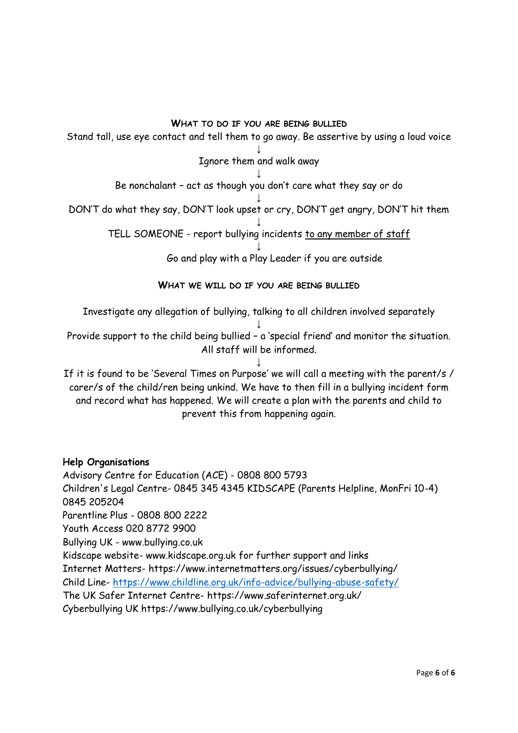### What to do if you are being bullied

Stand tall, use eye contact and tell them to go away. Be assertive by using a loud voice

↓

Ignore them and walk away

↓

Be nonchalant – act as though you don't care what they say or do

↓

DON'T do what they say, DON'T look upset or cry, DON'T get angry, DON'T hit them

↓

TELL SOMEONE - report bullying incidents to any member of staff

↓

Go and play with a Play Leader if you are outside

### What we will do if you are being bullied

Investigate any allegation of bullying, talking to all children involved separately

↓

Provide support to the child being bullied – a 'special friend' and monitor the situation. All staff will be informed.

↓

If it is found to be 'Several Times on Purpose' we will call a meeting with the parent/s / carer/s of the child/ren being unkind. We have to then fill in a bullying incident form and record what has happened. We will create a plan with the parents and child to prevent this from happening again.

**Help Organisations**

Advisory Centre for Education (ACE) - 0808 800 5793
Children's Legal Centre- 0845 345 4345 KIDSCAPE (Parents Helpline, MonFri 10-4) 0845 205204
Parentline Plus - 0808 800 2222
Youth Access 020 8772 9900
Bullying UK - www.bullying.co.uk
Kidscape website- www.kidscape.org.uk for further support and links
Internet Matters- https://www.internetmatters.org/issues/cyberbullying/
Child Line- https://www.childline.org.uk/info-advice/bullying-abuse-safety/
The UK Safer Internet Centre- https://www.saferinternet.org.uk/
Cyberbullying UK https://www.bullying.co.uk/cyberbullying